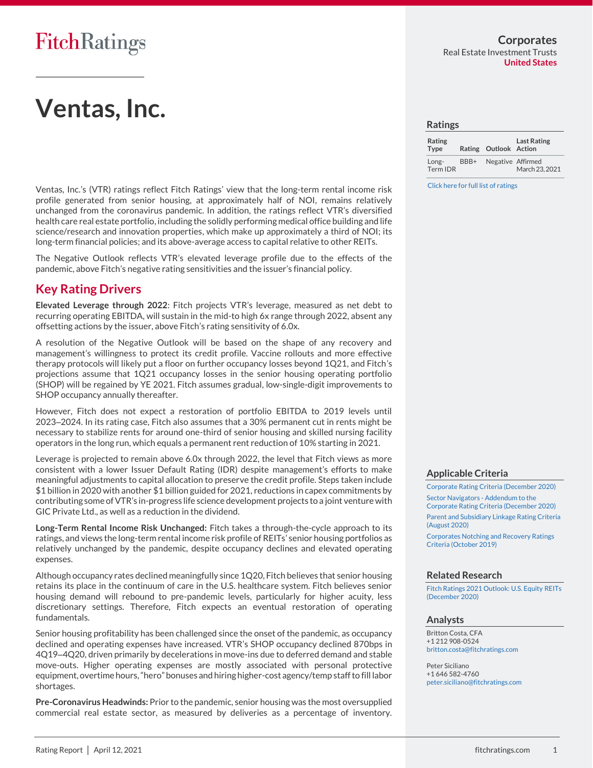FitchRatings

Corporates
Real Estate Investment Trusts
United States

# Ventas, Inc.

## Ratings

| Rating Type | Rating | Outlook | Last Rating Action |
|---|---|---|---|
| Long-Term IDR | BBB+ | Negative | Affirmed March 23, 2021 |

Click here for full list of ratings

Ventas, Inc.'s (VTR) ratings reflect Fitch Ratings' view that the long-term rental income risk profile generated from senior housing, at approximately half of NOI, remains relatively unchanged from the coronavirus pandemic. In addition, the ratings reflect VTR's diversified health care real estate portfolio, including the solidly performing medical office building and life science/research and innovation properties, which make up approximately a third of NOI; its long-term financial policies; and its above-average access to capital relative to other REITs.

The Negative Outlook reflects VTR's elevated leverage profile due to the effects of the pandemic, above Fitch's negative rating sensitivities and the issuer's financial policy.

## Key Rating Drivers

**Elevated Leverage through 2022**: Fitch projects VTR's leverage, measured as net debt to recurring operating EBITDA, will sustain in the mid-to high 6x range through 2022, absent any offsetting actions by the issuer, above Fitch's rating sensitivity of 6.0x.

A resolution of the Negative Outlook will be based on the shape of any recovery and management's willingness to protect its credit profile. Vaccine rollouts and more effective therapy protocols will likely put a floor on further occupancy losses beyond 1Q21, and Fitch's projections assume that 1Q21 occupancy losses in the senior housing operating portfolio (SHOP) will be regained by YE 2021. Fitch assumes gradual, low-single-digit improvements to SHOP occupancy annually thereafter.

However, Fitch does not expect a restoration of portfolio EBITDA to 2019 levels until 2023–2024. In its rating case, Fitch also assumes that a 30% permanent cut in rents might be necessary to stabilize rents for around one-third of senior housing and skilled nursing facility operators in the long run, which equals a permanent rent reduction of 10% starting in 2021.

Leverage is projected to remain above 6.0x through 2022, the level that Fitch views as more consistent with a lower Issuer Default Rating (IDR) despite management's efforts to make meaningful adjustments to capital allocation to preserve the credit profile. Steps taken include $1 billion in 2020 with another $1 billion guided for 2021, reductions in capex commitments by contributing some of VTR's in-progress life science development projects to a joint venture with GIC Private Ltd., as well as a reduction in the dividend.

**Long-Term Rental Income Risk Unchanged:** Fitch takes a through-the-cycle approach to its ratings, and views the long-term rental income risk profile of REITs' senior housing portfolios as relatively unchanged by the pandemic, despite occupancy declines and elevated operating expenses.

Although occupancy rates declined meaningfully since 1Q20, Fitch believes that senior housing retains its place in the continuum of care in the U.S. healthcare system. Fitch believes senior housing demand will rebound to pre-pandemic levels, particularly for higher acuity, less discretionary settings. Therefore, Fitch expects an eventual restoration of operating fundamentals.

Senior housing profitability has been challenged since the onset of the pandemic, as occupancy declined and operating expenses have increased. VTR's SHOP occupancy declined 870bps in 4Q19–4Q20, driven primarily by decelerations in move-ins due to deferred demand and stable move-outs. Higher operating expenses are mostly associated with personal protective equipment, overtime hours, "hero" bonuses and hiring higher-cost agency/temp staff to fill labor shortages.

**Pre-Coronavirus Headwinds:** Prior to the pandemic, senior housing was the most oversupplied commercial real estate sector, as measured by deliveries as a percentage of inventory.

## Applicable Criteria

Corporate Rating Criteria (December 2020)

Sector Navigators - Addendum to the Corporate Rating Criteria (December 2020)

Parent and Subsidiary Linkage Rating Criteria (August 2020)

Corporates Notching and Recovery Ratings Criteria (October 2019)

## Related Research

Fitch Ratings 2021 Outlook: U.S. Equity REITs (December 2020)

## Analysts

Britton Costa, CFA
+1 212 908-0524
britton.costa@fitchratings.com

Peter Siciliano
+1 646 582-4760
peter.siciliano@fitchratings.com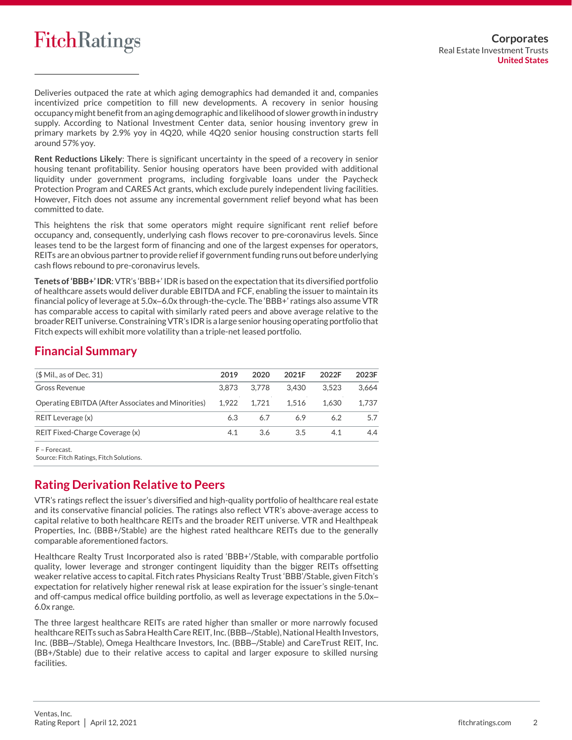Deliveries outpaced the rate at which aging demographics had demanded it and, companies incentivized price competition to fill new developments. A recovery in senior housing occupancy might benefit from an aging demographic and likelihood of slower growth in industry supply. According to National Investment Center data, senior housing inventory grew in primary markets by 2.9% yoy in 4Q20, while 4Q20 senior housing construction starts fell around 57% yoy.

**Rent Reductions Likely**: There is significant uncertainty in the speed of a recovery in senior housing tenant profitability. Senior housing operators have been provided with additional liquidity under government programs, including forgivable loans under the Paycheck Protection Program and CARES Act grants, which exclude purely independent living facilities. However, Fitch does not assume any incremental government relief beyond what has been committed to date.

This heightens the risk that some operators might require significant rent relief before occupancy and, consequently, underlying cash flows recover to pre-coronavirus levels. Since leases tend to be the largest form of financing and one of the largest expenses for operators, REITs are an obvious partner to provide relief if government funding runs out before underlying cash flows rebound to pre-coronavirus levels.

**Tenets of 'BBB+' IDR**: VTR's 'BBB+' IDR is based on the expectation that its diversified portfolio of healthcare assets would deliver durable EBITDA and FCF, enabling the issuer to maintain its financial policy of leverage at 5.0x–6.0x through-the-cycle. The 'BBB+' ratings also assume VTR has comparable access to capital with similarly rated peers and above average relative to the broader REIT universe. Constraining VTR's IDR is a large senior housing operating portfolio that Fitch expects will exhibit more volatility than a triple-net leased portfolio.

## Financial Summary

| ($ Mil., as of Dec. 31) | 2019 | 2020 | 2021F | 2022F | 2023F |
|---|---|---|---|---|---|
| Gross Revenue | 3,873 | 3,778 | 3,430 | 3,523 | 3,664 |
| Operating EBITDA (After Associates and Minorities) | 1,922 | 1,721 | 1,516 | 1,630 | 1,737 |
| REIT Leverage (x) | 6.3 | 6.7 | 6.9 | 6.2 | 5.7 |
| REIT Fixed-Charge Coverage (x) | 4.1 | 3.6 | 3.5 | 4.1 | 4.4 |

F – Forecast.
Source: Fitch Ratings, Fitch Solutions.

## Rating Derivation Relative to Peers

VTR's ratings reflect the issuer's diversified and high-quality portfolio of healthcare real estate and its conservative financial policies. The ratings also reflect VTR's above-average access to capital relative to both healthcare REITs and the broader REIT universe. VTR and Healthpeak Properties, Inc. (BBB+/Stable) are the highest rated healthcare REITs due to the generally comparable aforementioned factors.

Healthcare Realty Trust Incorporated also is rated 'BBB+'/Stable, with comparable portfolio quality, lower leverage and stronger contingent liquidity than the bigger REITs offsetting weaker relative access to capital. Fitch rates Physicians Realty Trust 'BBB'/Stable, given Fitch's expectation for relatively higher renewal risk at lease expiration for the issuer's single-tenant and off-campus medical office building portfolio, as well as leverage expectations in the 5.0x–6.0x range.

The three largest healthcare REITs are rated higher than smaller or more narrowly focused healthcare REITs such as Sabra Health Care REIT, Inc. (BBB–/Stable), National Health Investors, Inc. (BBB–/Stable), Omega Healthcare Investors, Inc. (BBB–/Stable) and CareTrust REIT, Inc. (BB+/Stable) due to their relative access to capital and larger exposure to skilled nursing facilities.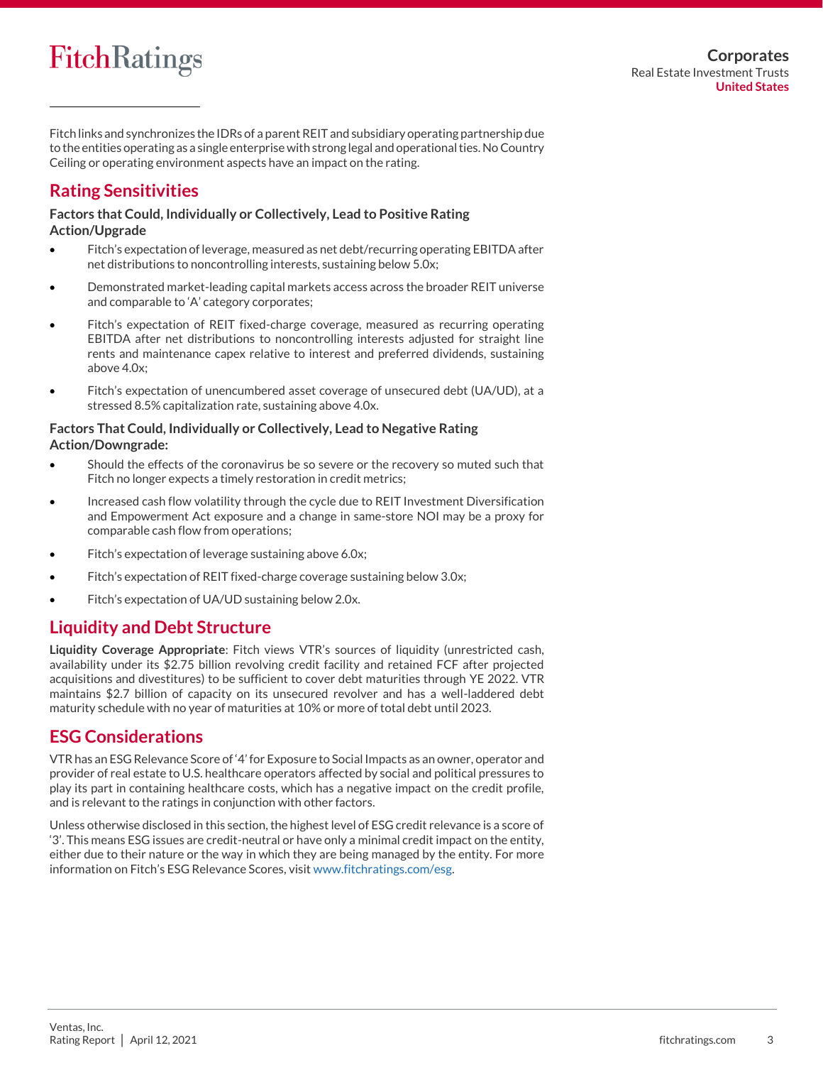Fitch links and synchronizes the IDRs of a parent REIT and subsidiary operating partnership due to the entities operating as a single enterprise with strong legal and operational ties. No Country Ceiling or operating environment aspects have an impact on the rating.

## Rating Sensitivities

**Factors that Could, Individually or Collectively, Lead to Positive Rating Action/Upgrade**

- Fitch's expectation of leverage, measured as net debt/recurring operating EBITDA after net distributions to noncontrolling interests, sustaining below 5.0x;
- Demonstrated market-leading capital markets access across the broader REIT universe and comparable to 'A' category corporates;
- Fitch's expectation of REIT fixed-charge coverage, measured as recurring operating EBITDA after net distributions to noncontrolling interests adjusted for straight line rents and maintenance capex relative to interest and preferred dividends, sustaining above 4.0x;
- Fitch's expectation of unencumbered asset coverage of unsecured debt (UA/UD), at a stressed 8.5% capitalization rate, sustaining above 4.0x.

**Factors That Could, Individually or Collectively, Lead to Negative Rating Action/Downgrade:**

- Should the effects of the coronavirus be so severe or the recovery so muted such that Fitch no longer expects a timely restoration in credit metrics;
- Increased cash flow volatility through the cycle due to REIT Investment Diversification and Empowerment Act exposure and a change in same-store NOI may be a proxy for comparable cash flow from operations;
- Fitch's expectation of leverage sustaining above 6.0x;
- Fitch's expectation of REIT fixed-charge coverage sustaining below 3.0x;
- Fitch's expectation of UA/UD sustaining below 2.0x.

## Liquidity and Debt Structure

**Liquidity Coverage Appropriate**: Fitch views VTR's sources of liquidity (unrestricted cash, availability under its $2.75 billion revolving credit facility and retained FCF after projected acquisitions and divestitures) to be sufficient to cover debt maturities through YE 2022. VTR maintains $2.7 billion of capacity on its unsecured revolver and has a well-laddered debt maturity schedule with no year of maturities at 10% or more of total debt until 2023.

## ESG Considerations

VTR has an ESG Relevance Score of '4' for Exposure to Social Impacts as an owner, operator and provider of real estate to U.S. healthcare operators affected by social and political pressures to play its part in containing healthcare costs, which has a negative impact on the credit profile, and is relevant to the ratings in conjunction with other factors.

Unless otherwise disclosed in this section, the highest level of ESG credit relevance is a score of '3'. This means ESG issues are credit-neutral or have only a minimal credit impact on the entity, either due to their nature or the way in which they are being managed by the entity. For more information on Fitch's ESG Relevance Scores, visit www.fitchratings.com/esg.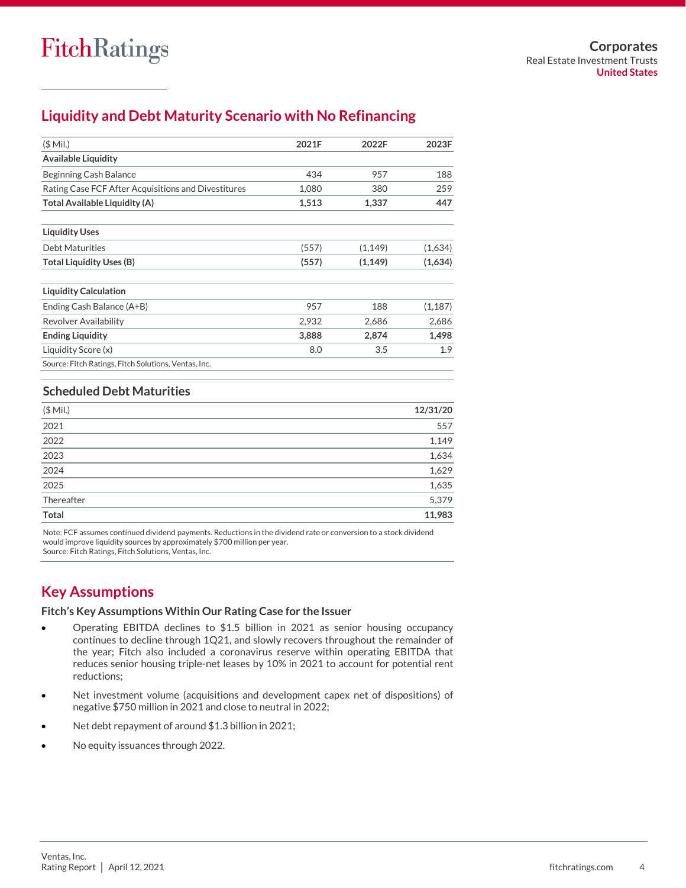## Liquidity and Debt Maturity Scenario with No Refinancing

| ($ Mil.) | 2021F | 2022F | 2023F |
|---|---|---|---|
| **Available Liquidity** | | | |
| Beginning Cash Balance | 434 | 957 | 188 |
| Rating Case FCF After Acquisitions and Divestitures | 1,080 | 380 | 259 |
| **Total Available Liquidity (A)** | **1,513** | **1,337** | **447** |
| | | | |
| **Liquidity Uses** | | | |
| Debt Maturities | (557) | (1,149) | (1,634) |
| **Total Liquidity Uses (B)** | **(557)** | **(1,149)** | **(1,634)** |
| | | | |
| **Liquidity Calculation** | | | |
| Ending Cash Balance (A+B) | 957 | 188 | (1,187) |
| Revolver Availability | 2,932 | 2,686 | 2,686 |
| **Ending Liquidity** | **3,888** | **2,874** | **1,498** |
| Liquidity Score (x) | 8.0 | 3.5 | 1.9 |

Source: Fitch Ratings, Fitch Solutions, Ventas, Inc.

### Scheduled Debt Maturities

| ($ Mil.) | 12/31/20 |
|---|---|
| 2021 | 557 |
| 2022 | 1,149 |
| 2023 | 1,634 |
| 2024 | 1,629 |
| 2025 | 1,635 |
| Thereafter | 5,379 |
| **Total** | **11,983** |

Note: FCF assumes continued dividend payments. Reductions in the dividend rate or conversion to a stock dividend would improve liquidity sources by approximately $700 million per year.
Source: Fitch Ratings, Fitch Solutions, Ventas, Inc.

## Key Assumptions

### Fitch's Key Assumptions Within Our Rating Case for the Issuer

- Operating EBITDA declines to $1.5 billion in 2021 as senior housing occupancy continues to decline through 1Q21, and slowly recovers throughout the remainder of the year; Fitch also included a coronavirus reserve within operating EBITDA that reduces senior housing triple-net leases by 10% in 2021 to account for potential rent reductions;
- Net investment volume (acquisitions and development capex net of dispositions) of negative $750 million in 2021 and close to neutral in 2022;
- Net debt repayment of around $1.3 billion in 2021;
- No equity issuances through 2022.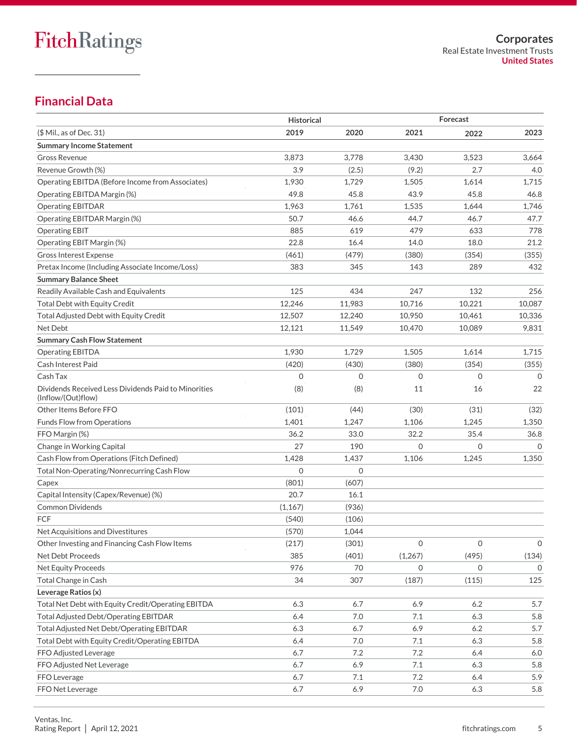## Financial Data

| ($ Mil., as of Dec. 31) | Historical 2019 | Historical 2020 | Forecast 2021 | Forecast 2022 | Forecast 2023 |
|---|---|---|---|---|---|
| **Summary Income Statement** | | | | | |
| Gross Revenue | 3,873 | 3,778 | 3,430 | 3,523 | 3,664 |
| Revenue Growth (%) | 3.9 | (2.5) | (9.2) | 2.7 | 4.0 |
| Operating EBITDA (Before Income from Associates) | 1,930 | 1,729 | 1,505 | 1,614 | 1,715 |
| Operating EBITDA Margin (%) | 49.8 | 45.8 | 43.9 | 45.8 | 46.8 |
| Operating EBITDAR | 1,963 | 1,761 | 1,535 | 1,644 | 1,746 |
| Operating EBITDAR Margin (%) | 50.7 | 46.6 | 44.7 | 46.7 | 47.7 |
| Operating EBIT | 885 | 619 | 479 | 633 | 778 |
| Operating EBIT Margin (%) | 22.8 | 16.4 | 14.0 | 18.0 | 21.2 |
| Gross Interest Expense | (461) | (479) | (380) | (354) | (355) |
| Pretax Income (Including Associate Income/Loss) | 383 | 345 | 143 | 289 | 432 |
| **Summary Balance Sheet** | | | | | |
| Readily Available Cash and Equivalents | 125 | 434 | 247 | 132 | 256 |
| Total Debt with Equity Credit | 12,246 | 11,983 | 10,716 | 10,221 | 10,087 |
| Total Adjusted Debt with Equity Credit | 12,507 | 12,240 | 10,950 | 10,461 | 10,336 |
| Net Debt | 12,121 | 11,549 | 10,470 | 10,089 | 9,831 |
| **Summary Cash Flow Statement** | | | | | |
| Operating EBITDA | 1,930 | 1,729 | 1,505 | 1,614 | 1,715 |
| Cash Interest Paid | (420) | (430) | (380) | (354) | (355) |
| Cash Tax | 0 | 0 | 0 | 0 | 0 |
| Dividends Received Less Dividends Paid to Minorities (Inflow/(Out)flow) | (8) | (8) | 11 | 16 | 22 |
| Other Items Before FFO | (101) | (44) | (30) | (31) | (32) |
| Funds Flow from Operations | 1,401 | 1,247 | 1,106 | 1,245 | 1,350 |
| FFO Margin (%) | 36.2 | 33.0 | 32.2 | 35.4 | 36.8 |
| Change in Working Capital | 27 | 190 | 0 | 0 | 0 |
| Cash Flow from Operations (Fitch Defined) | 1,428 | 1,437 | 1,106 | 1,245 | 1,350 |
| Total Non-Operating/Nonrecurring Cash Flow | 0 | 0 | | | |
| Capex | (801) | (607) | | | |
| Capital Intensity (Capex/Revenue) (%) | 20.7 | 16.1 | | | |
| Common Dividends | (1,167) | (936) | | | |
| FCF | (540) | (106) | | | |
| Net Acquisitions and Divestitures | (570) | 1,044 | | | |
| Other Investing and Financing Cash Flow Items | (217) | (301) | 0 | 0 | 0 |
| Net Debt Proceeds | 385 | (401) | (1,267) | (495) | (134) |
| Net Equity Proceeds | 976 | 70 | 0 | 0 | 0 |
| Total Change in Cash | 34 | 307 | (187) | (115) | 125 |
| **Leverage Ratios (x)** | | | | | |
| Total Net Debt with Equity Credit/Operating EBITDA | 6.3 | 6.7 | 6.9 | 6.2 | 5.7 |
| Total Adjusted Debt/Operating EBITDAR | 6.4 | 7.0 | 7.1 | 6.3 | 5.8 |
| Total Adjusted Net Debt/Operating EBITDAR | 6.3 | 6.7 | 6.9 | 6.2 | 5.7 |
| Total Debt with Equity Credit/Operating EBITDA | 6.4 | 7.0 | 7.1 | 6.3 | 5.8 |
| FFO Adjusted Leverage | 6.7 | 7.2 | 7.2 | 6.4 | 6.0 |
| FFO Adjusted Net Leverage | 6.7 | 6.9 | 7.1 | 6.3 | 5.8 |
| FFO Leverage | 6.7 | 7.1 | 7.2 | 6.4 | 5.9 |
| FFO Net Leverage | 6.7 | 6.9 | 7.0 | 6.3 | 5.8 |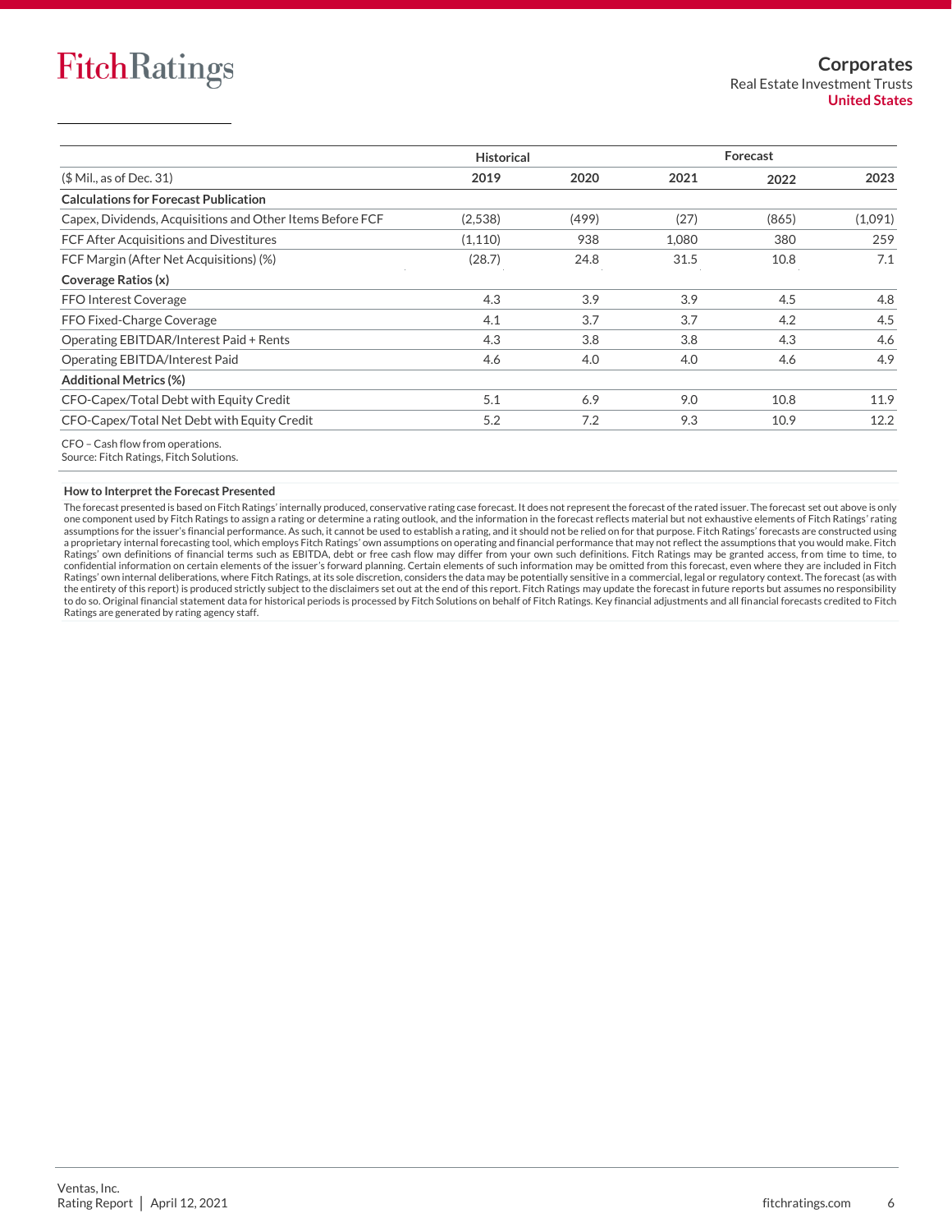| ($ Mil., as of Dec. 31) | Historical 2019 | 2020 | Forecast 2021 | 2022 | 2023 |
|---|---|---|---|---|---|
| **Calculations for Forecast Publication** | | | | | |
| Capex, Dividends, Acquisitions and Other Items Before FCF | (2,538) | (499) | (27) | (865) | (1,091) |
| FCF After Acquisitions and Divestitures | (1,110) | 938 | 1,080 | 380 | 259 |
| FCF Margin (After Net Acquisitions) (%) | (28.7) | 24.8 | 31.5 | 10.8 | 7.1 |
| **Coverage Ratios (x)** | | | | | |
| FFO Interest Coverage | 4.3 | 3.9 | 3.9 | 4.5 | 4.8 |
| FFO Fixed-Charge Coverage | 4.1 | 3.7 | 3.7 | 4.2 | 4.5 |
| Operating EBITDAR/Interest Paid + Rents | 4.3 | 3.8 | 3.8 | 4.3 | 4.6 |
| Operating EBITDA/Interest Paid | 4.6 | 4.0 | 4.0 | 4.6 | 4.9 |
| **Additional Metrics (%)** | | | | | |
| CFO-Capex/Total Debt with Equity Credit | 5.1 | 6.9 | 9.0 | 10.8 | 11.9 |
| CFO-Capex/Total Net Debt with Equity Credit | 5.2 | 7.2 | 9.3 | 10.9 | 12.2 |

CFO – Cash flow from operations.
Source: Fitch Ratings, Fitch Solutions.

**How to Interpret the Forecast Presented**

The forecast presented is based on Fitch Ratings' internally produced, conservative rating case forecast. It does not represent the forecast of the rated issuer. The forecast set out above is only one component used by Fitch Ratings to assign a rating or determine a rating outlook, and the information in the forecast reflects material but not exhaustive elements of Fitch Ratings' rating assumptions for the issuer's financial performance. As such, it cannot be used to establish a rating, and it should not be relied on for that purpose. Fitch Ratings' forecasts are constructed using a proprietary internal forecasting tool, which employs Fitch Ratings' own assumptions on operating and financial performance that may not reflect the assumptions that you would make. Fitch Ratings' own definitions of financial terms such as EBITDA, debt or free cash flow may differ from your own such definitions. Fitch Ratings may be granted access, from time to time, to confidential information on certain elements of the issuer's forward planning. Certain elements of such information may be omitted from this forecast, even where they are included in Fitch Ratings' own internal deliberations, where Fitch Ratings, at its sole discretion, considers the data may be potentially sensitive in a commercial, legal or regulatory context. The forecast (as with the entirety of this report) is produced strictly subject to the disclaimers set out at the end of this report. Fitch Ratings may update the forecast in future reports but assumes no responsibility to do so. Original financial statement data for historical periods is processed by Fitch Solutions on behalf of Fitch Ratings. Key financial adjustments and all financial forecasts credited to Fitch Ratings are generated by rating agency staff.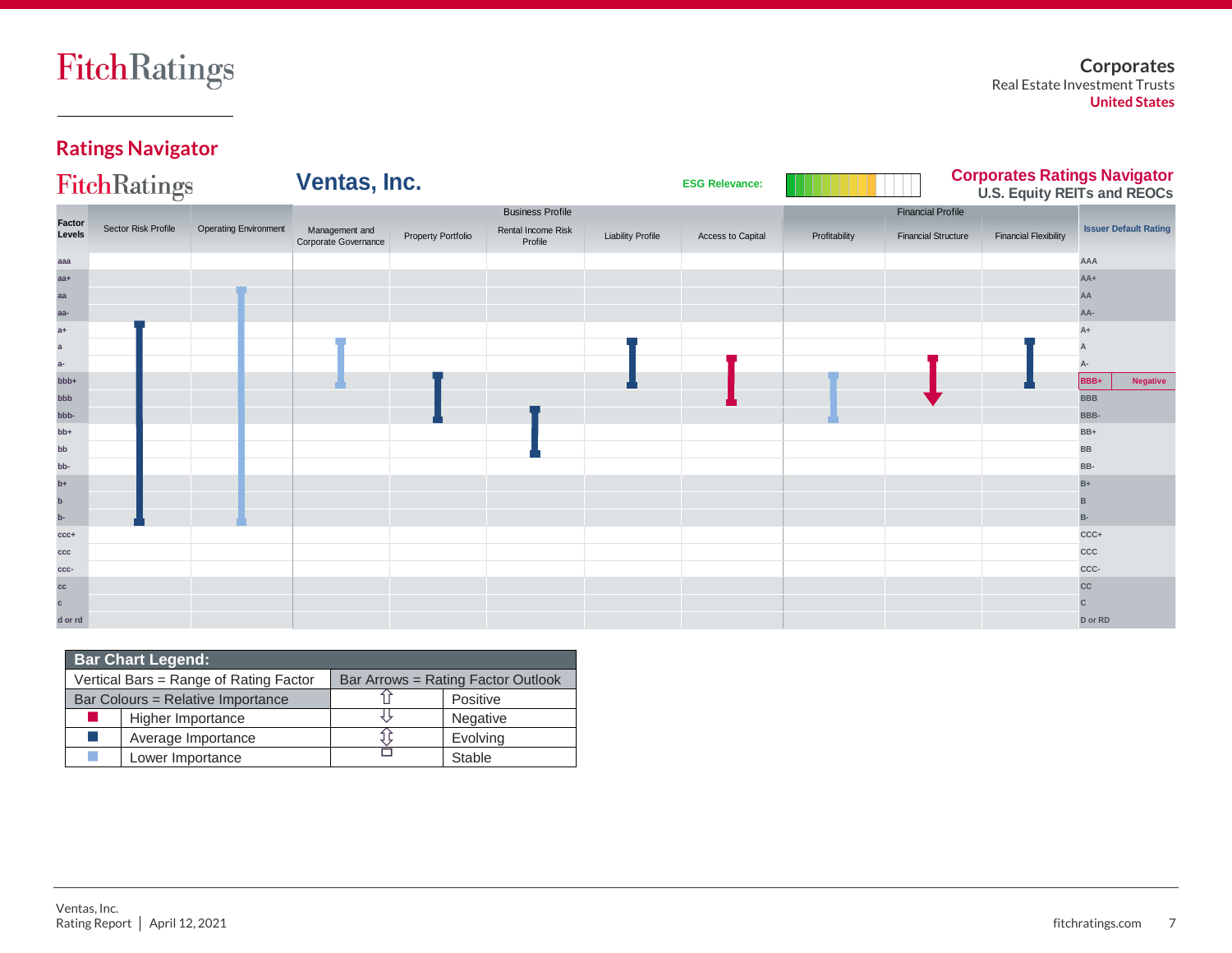## Ratings Navigator

**Ventas, Inc.**

ESG Relevance:

**Corporates Ratings Navigator**
**U.S. Equity REITs and REOCs**

| Factor Levels | Sector Risk Profile | Operating Environment | Management and Corporate Governance | Property Portfolio | Rental Income Risk Profile | Liability Profile | Access to Capital | Profitability | Financial Structure | Financial Flexibility | Issuer Default Rating |
|---|---|---|---|---|---|---|---|---|---|---|---|
| | | | Business Profile | | | | | Financial Profile | | | |
| aaa | | | | | | | | | | | AAA |
| aa+ | | | | | | | | | | | AA+ |
| aa | | | | | | | | | | | AA |
| aa- | | | | | | | | | | | AA- |
| a+ | | | | | | | | | | | A+ |
| a | | | | | | | | | | | A |
| a- | | | | | | | | | | | A- |
| bbb+ | | | | | | | | | | | BBB+ Negative |
| bbb | | | | | | | | | | | BBB |
| bbb- | | | | | | | | | | | BBB- |
| bb+ | | | | | | | | | | | BB+ |
| bb | | | | | | | | | | | BB |
| bb- | | | | | | | | | | | BB- |
| b+ | | | | | | | | | | | B+ |
| b | | | | | | | | | | | B |
| b- | | | | | | | | | | | B- |
| ccc+ | | | | | | | | | | | CCC+ |
| ccc | | | | | | | | | | | CCC |
| ccc- | | | | | | | | | | | CCC- |
| cc | | | | | | | | | | | CC |
| c | | | | | | | | | | | C |
| d or rd | | | | | | | | | | | D or RD |

| Bar Chart Legend: | | | |
|---|---|---|---|
| Vertical Bars = Range of Rating Factor | | Bar Arrows = Rating Factor Outlook | |
| Bar Colours = Relative Importance | | ⇧ | Positive |
| ■ | Higher Importance | ⇩ | Negative |
| ■ | Average Importance | ⇳ | Evolving |
| ■ | Lower Importance | ▭ | Stable |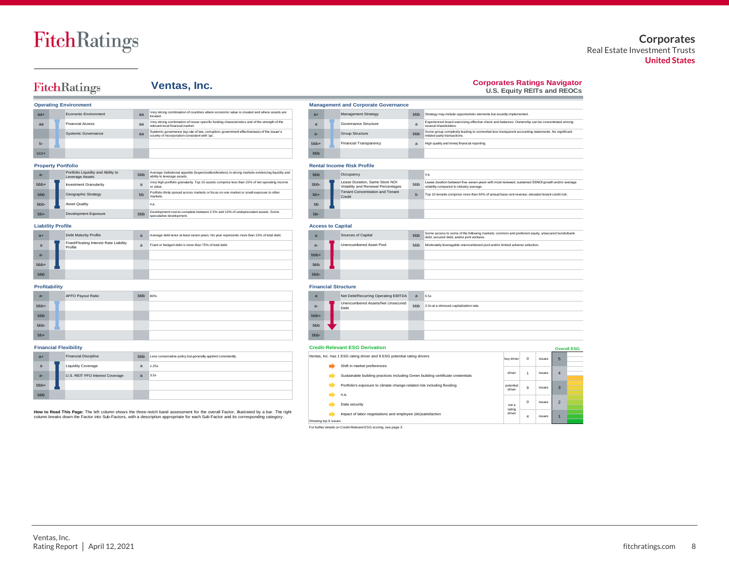# Ventas, Inc.

## Corporates Ratings Navigator
U.S. Equity REITs and REOCs

### Operating Environment

| Band | Sub-Factor | Rating | Description |
|---|---|---|---|
| aa+ | Economic Environment | aa | Very strong combination of countries where economic value is created and where assets are located. |
| aa | Financial Access | aa | Very strong combination of issuer specific funding characteristics and of the strength of the relevant local financial market. |
| | Systemic Governance | aa | Systemic governance (eg rule of law, corruption; government effectiveness) of the issuer's country of incorporation consistent with 'aa'. |
| b- | | | |
| ccc+ | | | |

### Property Portfolio

| Band | Sub-Factor | Rating | Description |
|---|---|---|---|
| a- | Portfolio Liquidity and Ability to Leverage Assets | bbb | Average institutional appetite (buyers/sellers/lenders) in strong markets evidencing liquidity and ability to leverage assets. |
| bbb+ | Investment Granularity | a | Very high portfolio granularity. Top 10 assets comprise less than 15% of net operating income or value. |
| bbb | Geographic Strategy | bb | Portfolio thinly spread across markets or focus on one market or small exposure to other markets. |
| bbb- | Asset Quality | | n.a. |
| bb+ | Development Exposure | bbb | Development cost-to-complete between 2.5% and 10% of undepreciated assets. Some speculative development. |

### Liability Profile

| Band | Sub-Factor | Rating | Description |
|---|---|---|---|
| a+ | Debt Maturity Profile | a | Average debt tenor at least seven years. No year represents more than 15% of total debt. |
| a | Fixed/Floating Interest Rate Liability Profile | a | Fixed or hedged debt is more than 75% of total debt. |
| a- | | | |
| bbb+ | | | |
| bbb | | | |

### Profitability

| Band | Sub-Factor | Rating | Description |
|---|---|---|---|
| a- | AFFO Payout Ratio | bbb | 80% |
| bbb+ | | | |
| bbb | | | |
| bbb- | | | |
| bb+ | | | |

### Financial Flexibility

| Band | Sub-Factor | Rating | Description |
|---|---|---|---|
| a+ | Financial Discipline | bbb | Less conservative policy but generally applied consistently. |
| a | Liquidity Coverage | a | 1.25x |
| a- | U.S. REIT FFO Interest Coverage | a | 3.5x |
| bbb+ | | | |
| bbb | | | |

**How to Read This Page:** The left column shows the three-notch band assessment for the overall Factor, illustrated by a bar. The right column breaks down the Factor into Sub-Factors, with a description appropriate for each Sub-Factor and its corresponding category.

### Management and Corporate Governance

| Band | Sub-Factor | Rating | Description |
|---|---|---|---|
| a+ | Management Strategy | bbb | Strategy may include opportunistic elements but soundly implemented. |
| a | Governance Structure | a | Experienced board exercising effective check and balances. Ownership can be concentrated among several shareholders. |
| a- | Group Structure | bbb | Some group complexity leading to somewhat less transparent accounting statements. No significant related-party transactions. |
| bbb+ | Financial Transparency | a | High quality and timely financial reporting. |
| bbb | | | |

### Rental Income Risk Profile

| Band | Sub-Factor | Rating | Description |
|---|---|---|---|
| bbb | Occupancy | | n.a. |
| bbb- | Lease Duration, Same Store NOI Volatility and Renewal Percentages | bbb | Lease duration between five–seven years with most renewed, sustained SSNOI growth and/or average volatility compared to industry average. |
| bb+ | Tenant Concentration and Tenant Credit | b | Top 10 tenants comprise more than 50% of annual base rent revenue; elevated tenant credit risk. |
| bb | | | |
| bb- | | | |

### Access to Capital

| Band | Sub-Factor | Rating | Description |
|---|---|---|---|
| a | Sources of Capital | bbb | Some access to some of the following markets: common and preferred equity, unsecured bonds/bank debt, secured debt, and/or joint ventures. |
| a- | Unencumbered Asset Pool | bbb | Moderately leveragable unencumbered pool and/or limited adverse selection. |
| bbb+ | | | |
| bbb | | | |
| bbb- | | | |

### Financial Structure

| Band | Sub-Factor | Rating | Description |
|---|---|---|---|
| a | Net Debt/Recurring Operating EBITDA | a | 5.5x |
| a- | Unencumbered Assets/Net Unsecured Debt | bbb | 2.0x at a stressed capitalization rate. |
| bbb+ | | | |
| bbb | | | |
| bbb- | | | |

### Credit-Relevant ESG Derivation

Ventas, Inc. has 1 ESG rating driver and 9 ESG potential rating drivers

- Shift in market preferences
- Sustainable building practices including Green building certificate credentials
- Portfolio's exposure to climate change-related risk including flooding
- n.a.
- Data security
- Impact of labor negotiations and employee (dis)satisfaction

Showing top 6 issues

| | | | Overall ESG |
|---|---|---|---|
| key driver | 0 | issues | 5 |
| driver | 1 | issues | 4 |
| potential driver | 9 | issues | 3 |
| not a rating driver | 0 | issues | 2 |
| | 4 | issues | 1 |

For further details on Credit-Relevant ESG scoring, see page 3.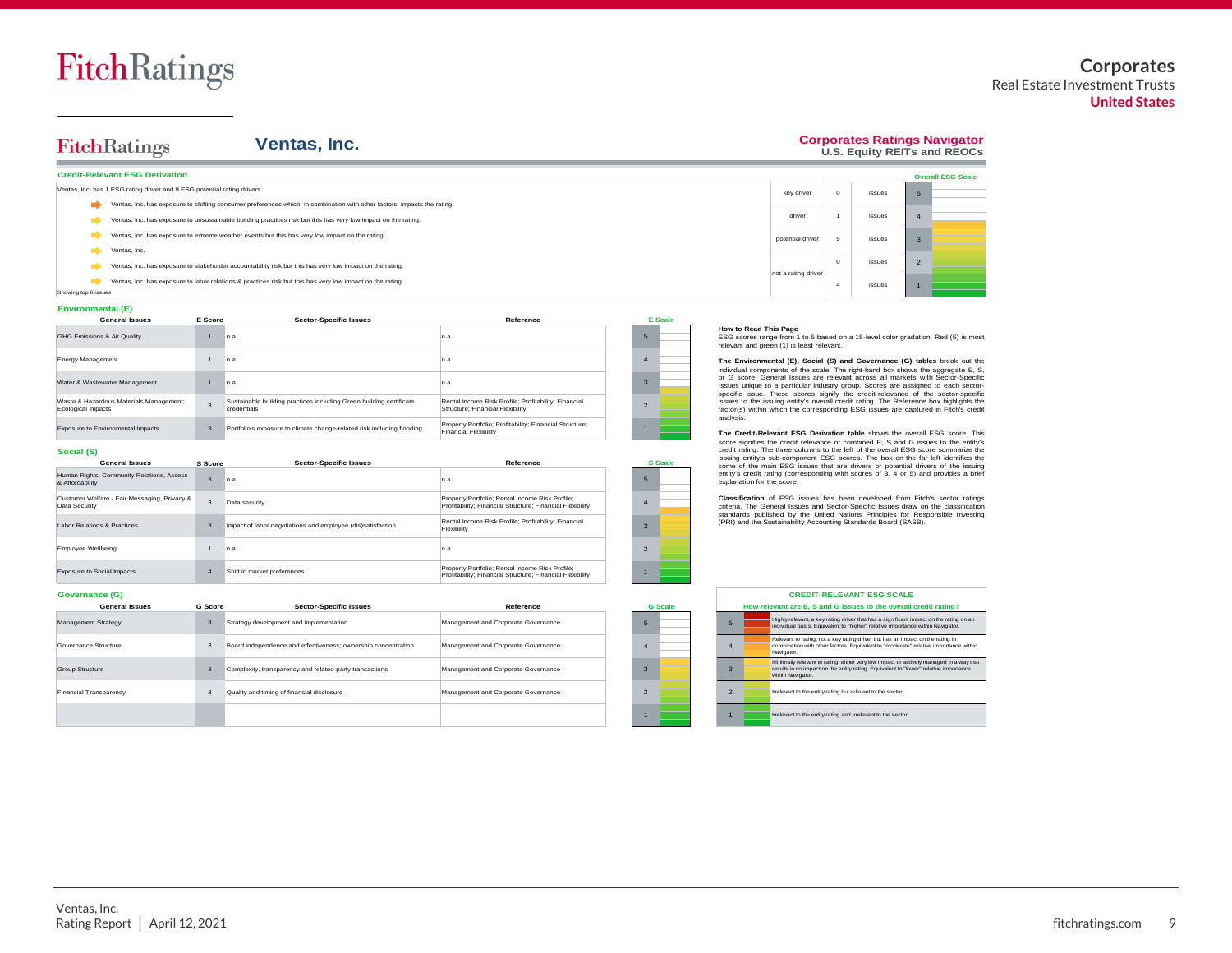# Ventas, Inc.

**Corporates Ratings Navigator**
**U.S. Equity REITs and REOCs**

## Credit-Relevant ESG Derivation

Ventas, Inc. has 1 ESG rating driver and 9 ESG potential rating drivers

- Ventas, Inc. has exposure to shifting consumer preferences which, in combination with other factors, impacts the rating.
- Ventas, Inc. has exposure to unsustainable building practices risk but this has very low impact on the rating.
- Ventas, Inc. has exposure to extreme weather events but this has very low impact on the rating.
- Ventas, Inc.
- Ventas, Inc. has exposure to stakeholder accountability risk but this has very low impact on the rating.
- Ventas, Inc. has exposure to labor relations & practices risk but this has very low impact on the rating.

Showing top 6 issues

| | | | Overall ESG Scale |
|---|---|---|---|
| key driver | 0 | issues | 5 |
| driver | 1 | issues | 4 |
| potential driver | 9 | issues | 3 |
| not a rating driver | 0 | issues | 2 |
| | 4 | issues | 1 |

### Environmental (E)

| General Issues | E Score | Sector-Specific Issues | Reference |
|---|---|---|---|
| GHG Emissions & Air Quality | 1 | n.a. | n.a. |
| Energy Management | 1 | n.a. | n.a. |
| Water & Wastewater Management | 1 | n.a. | n.a. |
| Waste & Hazardous Materials Management; Ecological Impacts | 3 | Sustainable building practices including Green building certificate credentials | Rental Income Risk Profile; Profitability; Financial Structure; Financial Flexibility |
| Exposure to Environmental Impacts | 3 | Portfolio's exposure to climate change-related risk including flooding | Property Portfolio; Profitability; Financial Structure; Financial Flexibility |

### Social (S)

| General Issues | S Score | Sector-Specific Issues | Reference |
|---|---|---|---|
| Human Rights, Community Relations, Access & Affordability | 3 | n.a. | n.a. |
| Customer Welfare - Fair Messaging, Privacy & Data Security | 3 | Data security | Property Portfolio; Rental Income Risk Profile; Profitability; Financial Structure; Financial Flexibility |
| Labor Relations & Practices | 3 | Impact of labor negotiations and employee (dis)satisfaction | Rental Income Risk Profile; Profitability; Financial Flexibility |
| Employee Wellbeing | 1 | n.a. | n.a. |
| Exposure to Social Impacts | 4 | Shift in market preferences | Property Portfolio; Rental Income Risk Profile; Profitability; Financial Structure; Financial Flexibility |

### Governance (G)

| General Issues | G Score | Sector-Specific Issues | Reference |
|---|---|---|---|
| Management Strategy | 3 | Strategy development and implementation | Management and Corporate Governance |
| Governance Structure | 3 | Board independence and effectiveness; ownership concentration | Management and Corporate Governance |
| Group Structure | 3 | Complexity, transparency and related-party transactions | Management and Corporate Governance |
| Financial Transparency | 3 | Quality and timing of financial disclosure | Management and Corporate Governance |

**How to Read This Page**
ESG scores range from 1 to 5 based on a 15-level color gradation. Red (5) is most relevant and green (1) is least relevant.

**The Environmental (E), Social (S) and Governance (G) tables** break out the individual components of the scale. The right-hand box shows the aggregate E, S, or G score. General Issues are relevant across all markets with Sector-Specific Issues unique to a particular industry group. Scores are assigned to each sector-specific issue. These scores signify the credit-relevance of the sector-specific issues to the issuing entity's overall credit rating. The Reference box highlights the factor(s) within which the corresponding ESG issues are captured in Fitch's credit analysis.

**The Credit-Relevant ESG Derivation table** shows the overall ESG score. This score signifies the credit relevance of combined E, S and G issues to the entity's credit rating. The three columns to the left of the overall ESG score summarize the issuing entity's sub-component ESG scores. The box on the far left identifies the some of the main ESG issues that are drivers or potential drivers of the issuing entity's credit rating (corresponding with scores of 3, 4 or 5) and provides a brief explanation for the score.

**Classification** of ESG issues has been developed from Fitch's sector ratings criteria. The General Issues and Sector-Specific Issues draw on the classification standards published by the United Nations Principles for Responsible Investing (PRI) and the Sustainability Accounting Standards Board (SASB).

### CREDIT-RELEVANT ESG SCALE

**How relevant are E, S and G issues to the overall credit rating?**

| Score | Description |
|---|---|
| 5 | Highly relevant, a key rating driver that has a significant impact on the rating on an individual basis. Equivalent to "higher" relative importance within Navigator. |
| 4 | Relevant to rating, not a key rating driver but has an impact on the rating in combination with other factors. Equivalent to "moderate" relative importance within Navigator. |
| 3 | Minimally relevant to rating, either very low impact or actively managed in a way that results in no impact on the entity rating. Equivalent to "lower" relative importance within Navigator. |
| 2 | Irrelevant to the entity rating but relevant to the sector. |
| 1 | Irrelevant to the entity rating and irrelevant to the sector. |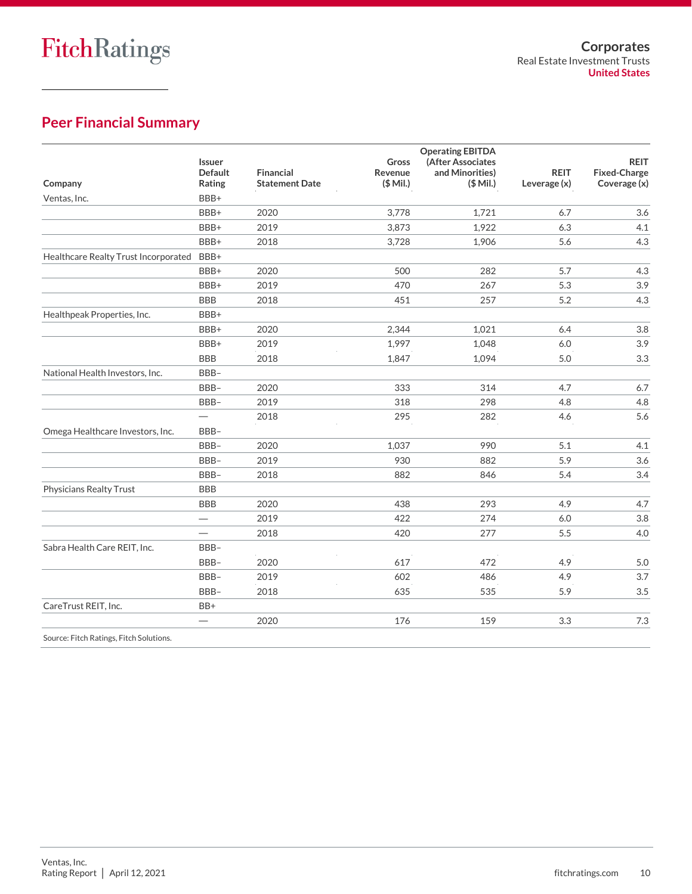## Peer Financial Summary

| Company | Issuer Default Rating | Financial Statement Date | Gross Revenue ($ Mil.) | Operating EBITDA (After Associates and Minorities) ($ Mil.) | REIT Leverage (x) | REIT Fixed-Charge Coverage (x) |
|---|---|---|---|---|---|---|
| Ventas, Inc. | BBB+ | | | | | |
| | BBB+ | 2020 | 3,778 | 1,721 | 6.7 | 3.6 |
| | BBB+ | 2019 | 3,873 | 1,922 | 6.3 | 4.1 |
| | BBB+ | 2018 | 3,728 | 1,906 | 5.6 | 4.3 |
| Healthcare Realty Trust Incorporated | BBB+ | | | | | |
| | BBB+ | 2020 | 500 | 282 | 5.7 | 4.3 |
| | BBB+ | 2019 | 470 | 267 | 5.3 | 3.9 |
| | BBB | 2018 | 451 | 257 | 5.2 | 4.3 |
| Healthpeak Properties, Inc. | BBB+ | | | | | |
| | BBB+ | 2020 | 2,344 | 1,021 | 6.4 | 3.8 |
| | BBB+ | 2019 | 1,997 | 1,048 | 6.0 | 3.9 |
| | BBB | 2018 | 1,847 | 1,094 | 5.0 | 3.3 |
| National Health Investors, Inc. | BBB– | | | | | |
| | BBB– | 2020 | 333 | 314 | 4.7 | 6.7 |
| | BBB– | 2019 | 318 | 298 | 4.8 | 4.8 |
| | — | 2018 | 295 | 282 | 4.6 | 5.6 |
| Omega Healthcare Investors, Inc. | BBB– | | | | | |
| | BBB– | 2020 | 1,037 | 990 | 5.1 | 4.1 |
| | BBB– | 2019 | 930 | 882 | 5.9 | 3.6 |
| | BBB– | 2018 | 882 | 846 | 5.4 | 3.4 |
| Physicians Realty Trust | BBB | | | | | |
| | BBB | 2020 | 438 | 293 | 4.9 | 4.7 |
| | — | 2019 | 422 | 274 | 6.0 | 3.8 |
| | — | 2018 | 420 | 277 | 5.5 | 4.0 |
| Sabra Health Care REIT, Inc. | BBB– | | | | | |
| | BBB– | 2020 | 617 | 472 | 4.9 | 5.0 |
| | BBB– | 2019 | 602 | 486 | 4.9 | 3.7 |
| | BBB– | 2018 | 635 | 535 | 5.9 | 3.5 |
| CareTrust REIT, Inc. | BB+ | | | | | |
| | — | 2020 | 176 | 159 | 3.3 | 7.3 |

Source: Fitch Ratings, Fitch Solutions.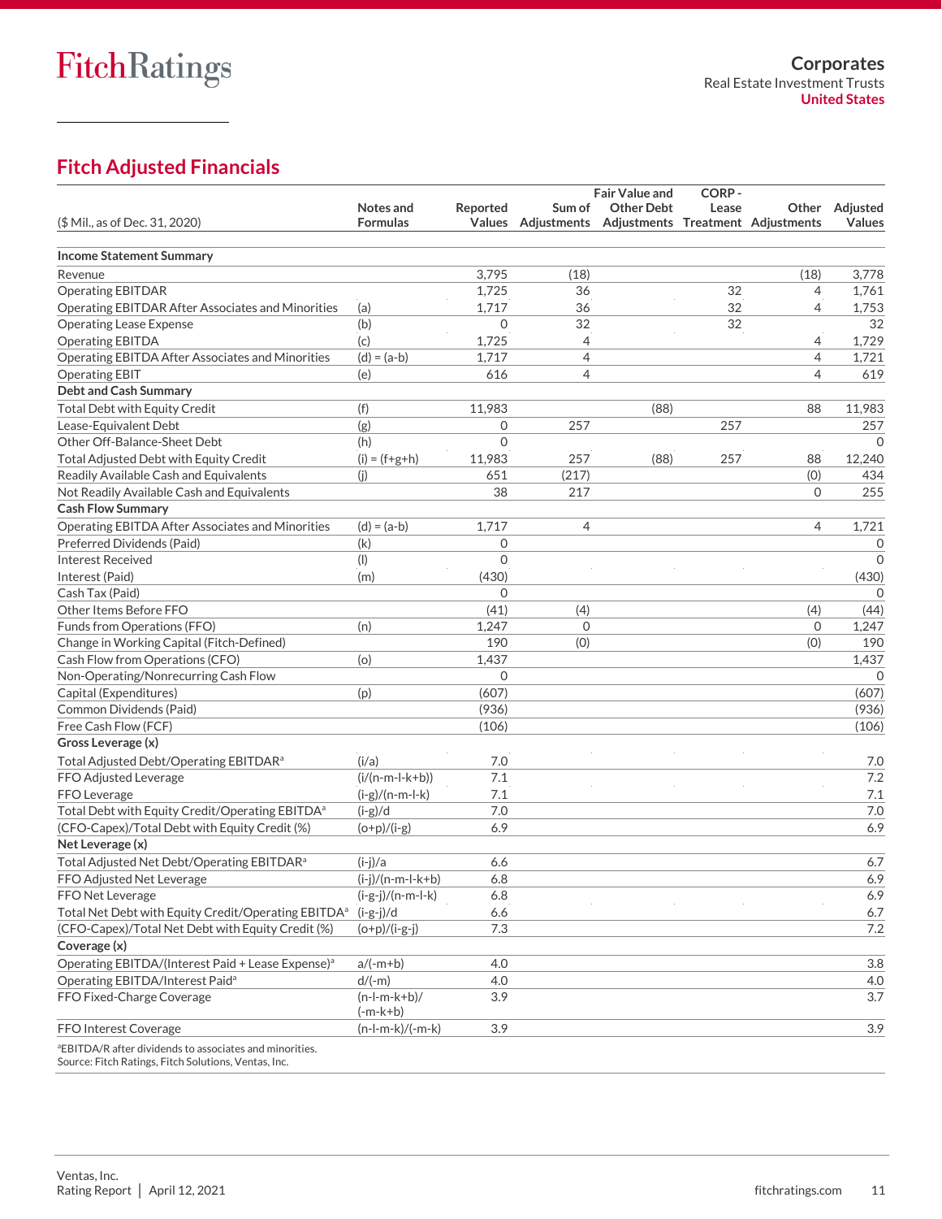## Fitch Adjusted Financials

| ($ Mil., as of Dec. 31, 2020) | Notes and Formulas | Reported Values | Sum of Adjustments | Fair Value and Other Debt Adjustments | CORP - Lease Treatment | Other Adjustments | Adjusted Values |
|---|---|---|---|---|---|---|---|
| **Income Statement Summary** | | | | | | | |
| Revenue | | 3,795 | (18) | | | (18) | 3,778 |
| Operating EBITDAR | | 1,725 | 36 | | 32 | 4 | 1,761 |
| Operating EBITDAR After Associates and Minorities | (a) | 1,717 | 36 | | 32 | 4 | 1,753 |
| Operating Lease Expense | (b) | 0 | 32 | | 32 | | 32 |
| Operating EBITDA | (c) | 1,725 | 4 | | | 4 | 1,729 |
| Operating EBITDA After Associates and Minorities | (d) = (a-b) | 1,717 | 4 | | | 4 | 1,721 |
| Operating EBIT | (e) | 616 | 4 | | | 4 | 619 |
| **Debt and Cash Summary** | | | | | | | |
| Total Debt with Equity Credit | (f) | 11,983 | | (88) | | 88 | 11,983 |
| Lease-Equivalent Debt | (g) | 0 | 257 | | 257 | | 257 |
| Other Off-Balance-Sheet Debt | (h) | 0 | | | | | 0 |
| Total Adjusted Debt with Equity Credit | (i) = (f+g+h) | 11,983 | 257 | (88) | 257 | 88 | 12,240 |
| Readily Available Cash and Equivalents | (j) | 651 | (217) | | | (0) | 434 |
| Not Readily Available Cash and Equivalents | | 38 | 217 | | | 0 | 255 |
| **Cash Flow Summary** | | | | | | | |
| Operating EBITDA After Associates and Minorities | (d) = (a-b) | 1,717 | 4 | | | 4 | 1,721 |
| Preferred Dividends (Paid) | (k) | 0 | | | | | 0 |
| Interest Received | (l) | 0 | | | | | 0 |
| Interest (Paid) | (m) | (430) | | | | | (430) |
| Cash Tax (Paid) | | 0 | | | | | 0 |
| Other Items Before FFO | | (41) | (4) | | | (4) | (44) |
| Funds from Operations (FFO) | (n) | 1,247 | 0 | | | 0 | 1,247 |
| Change in Working Capital (Fitch-Defined) | | 190 | (0) | | | (0) | 190 |
| Cash Flow from Operations (CFO) | (o) | 1,437 | | | | | 1,437 |
| Non-Operating/Nonrecurring Cash Flow | | 0 | | | | | 0 |
| Capital (Expenditures) | (p) | (607) | | | | | (607) |
| Common Dividends (Paid) | | (936) | | | | | (936) |
| Free Cash Flow (FCF) | | (106) | | | | | (106) |
| **Gross Leverage (x)** | | | | | | | |
| Total Adjusted Debt/Operating EBITDAR[a] | (i/a) | 7.0 | | | | | 7.0 |
| FFO Adjusted Leverage | (i/(n-m-l-k+b)) | 7.1 | | | | | 7.2 |
| FFO Leverage | (i-g)/(n-m-l-k) | 7.1 | | | | | 7.1 |
| Total Debt with Equity Credit/Operating EBITDA[a] | (i-g)/d | 7.0 | | | | | 7.0 |
| (CFO-Capex)/Total Debt with Equity Credit (%) | (o+p)/(i-g) | 6.9 | | | | | 6.9 |
| **Net Leverage (x)** | | | | | | | |
| Total Adjusted Net Debt/Operating EBITDAR[a] | (i-j)/a | 6.6 | | | | | 6.7 |
| FFO Adjusted Net Leverage | (i-j)/(n-m-l-k+b) | 6.8 | | | | | 6.9 |
| FFO Net Leverage | (i-g-j)/(n-m-l-k) | 6.8 | | | | | 6.9 |
| Total Net Debt with Equity Credit/Operating EBITDA[a] | (i-g-j)/d | 6.6 | | | | | 6.7 |
| (CFO-Capex)/Total Net Debt with Equity Credit (%) | (o+p)/(i-g-j) | 7.3 | | | | | 7.2 |
| **Coverage (x)** | | | | | | | |
| Operating EBITDA/(Interest Paid + Lease Expense)[a] | a/(-m+b) | 4.0 | | | | | 3.8 |
| Operating EBITDA/Interest Paid[a] | d/(-m) | 4.0 | | | | | 4.0 |
| FFO Fixed-Charge Coverage | (n-l-m-k+b)/(-m-k+b) | 3.9 | | | | | 3.7 |
| FFO Interest Coverage | (n-l-m-k)/(-m-k) | 3.9 | | | | | 3.9 |

[a]EBITDA/R after dividends to associates and minorities.
Source: Fitch Ratings, Fitch Solutions, Ventas, Inc.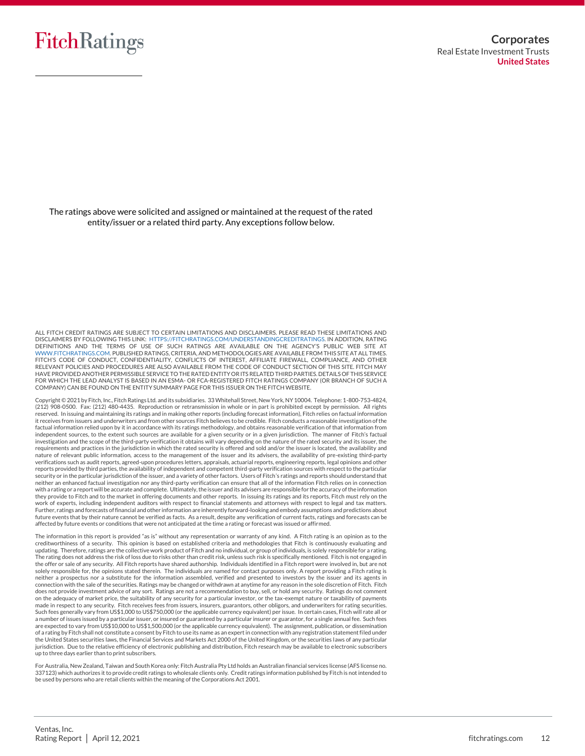The ratings above were solicited and assigned or maintained at the request of the rated entity/issuer or a related third party. Any exceptions follow below.

ALL FITCH CREDIT RATINGS ARE SUBJECT TO CERTAIN LIMITATIONS AND DISCLAIMERS. PLEASE READ THESE LIMITATIONS AND DISCLAIMERS BY FOLLOWING THIS LINK: HTTPS://FITCHRATINGS.COM/UNDERSTANDINGCREDITRATINGS. IN ADDITION, RATING DEFINITIONS AND THE TERMS OF USE OF SUCH RATINGS ARE AVAILABLE ON THE AGENCY'S PUBLIC WEB SITE AT WWW.FITCHRATINGS.COM. PUBLISHED RATINGS, CRITERIA, AND METHODOLOGIES ARE AVAILABLE FROM THIS SITE AT ALL TIMES. FITCH'S CODE OF CONDUCT, CONFIDENTIALITY, CONFLICTS OF INTEREST, AFFILIATE FIREWALL, COMPLIANCE, AND OTHER RELEVANT POLICIES AND PROCEDURES ARE ALSO AVAILABLE FROM THE CODE OF CONDUCT SECTION OF THIS SITE. FITCH MAY HAVE PROVIDED ANOTHER PERMISSIBLE SERVICE TO THE RATED ENTITY OR ITS RELATED THIRD PARTIES. DETAILS OF THIS SERVICE FOR WHICH THE LEAD ANALYST IS BASED IN AN ESMA- OR FCA-REGISTERED FITCH RATINGS COMPANY (OR BRANCH OF SUCH A COMPANY) CAN BE FOUND ON THE ENTITY SUMMARY PAGE FOR THIS ISSUER ON THE FITCH WEBSITE.

Copyright © 2021 by Fitch, Inc., Fitch Ratings Ltd. and its subsidiaries. 33 Whitehall Street, New York, NY 10004. Telephone: 1-800-753-4824, (212) 908-0500. Fax: (212) 480-4435. Reproduction or retransmission in whole or in part is prohibited except by permission. All rights reserved. In issuing and maintaining its ratings and in making other reports (including forecast information), Fitch relies on factual information it receives from issuers and underwriters and from other sources Fitch believes to be credible. Fitch conducts a reasonable investigation of the factual information relied upon by it in accordance with its ratings methodology, and obtains reasonable verification of that information from independent sources, to the extent such sources are available for a given security or in a given jurisdiction. The manner of Fitch's factual investigation and the scope of the third-party verification it obtains will vary depending on the nature of the rated security and its issuer, the requirements and practices in the jurisdiction in which the rated security is offered and sold and/or the issuer is located, the availability and nature of relevant public information, access to the management of the issuer and its advisers, the availability of pre-existing third-party verifications such as audit reports, agreed-upon procedures letters, appraisals, actuarial reports, engineering reports, legal opinions and other reports provided by third parties, the availability of independent and competent third-party verification sources with respect to the particular security or in the particular jurisdiction of the issuer, and a variety of other factors. Users of Fitch's ratings and reports should understand that neither an enhanced factual investigation nor any third-party verification can ensure that all of the information Fitch relies on in connection with a rating or a report will be accurate and complete. Ultimately, the issuer and its advisers are responsible for the accuracy of the information they provide to Fitch and to the market in offering documents and other reports. In issuing its ratings and its reports, Fitch must rely on the work of experts, including independent auditors with respect to financial statements and attorneys with respect to legal and tax matters. Further, ratings and forecasts of financial and other information are inherently forward-looking and embody assumptions and predictions about future events that by their nature cannot be verified as facts. As a result, despite any verification of current facts, ratings and forecasts can be affected by future events or conditions that were not anticipated at the time a rating or forecast was issued or affirmed.

The information in this report is provided "as is" without any representation or warranty of any kind. A Fitch rating is an opinion as to the creditworthiness of a security. This opinion is based on established criteria and methodologies that Fitch is continuously evaluating and updating. Therefore, ratings are the collective work product of Fitch and no individual, or group of individuals, is solely responsible for a rating. The rating does not address the risk of loss due to risks other than credit risk, unless such risk is specifically mentioned. Fitch is not engaged in the offer or sale of any security. All Fitch reports have shared authorship. Individuals identified in a Fitch report were involved in, but are not solely responsible for, the opinions stated therein. The individuals are named for contact purposes only. A report providing a Fitch rating is neither a prospectus nor a substitute for the information assembled, verified and presented to investors by the issuer and its agents in connection with the sale of the securities. Ratings may be changed or withdrawn at anytime for any reason in the sole discretion of Fitch. Fitch does not provide investment advice of any sort. Ratings are not a recommendation to buy, sell, or hold any security. Ratings do not comment on the adequacy of market price, the suitability of any security for a particular investor, or the tax-exempt nature or taxability of payments made in respect to any security. Fitch receives fees from issuers, insurers, guarantors, other obligors, and underwriters for rating securities. Such fees generally vary from US$1,000 to US$750,000 (or the applicable currency equivalent) per issue. In certain cases, Fitch will rate all or a number of issues issued by a particular issuer, or insured or guaranteed by a particular insurer or guarantor, for a single annual fee. Such fees are expected to vary from US$10,000 to US$1,500,000 (or the applicable currency equivalent). The assignment, publication, or dissemination of a rating by Fitch shall not constitute a consent by Fitch to use its name as an expert in connection with any registration statement filed under the United States securities laws, the Financial Services and Markets Act 2000 of the United Kingdom, or the securities laws of any particular jurisdiction. Due to the relative efficiency of electronic publishing and distribution, Fitch research may be available to electronic subscribers up to three days earlier than to print subscribers.

For Australia, New Zealand, Taiwan and South Korea only: Fitch Australia Pty Ltd holds an Australian financial services license (AFS license no. 337123) which authorizes it to provide credit ratings to wholesale clients only. Credit ratings information published by Fitch is not intended to be used by persons who are retail clients within the meaning of the Corporations Act 2001.